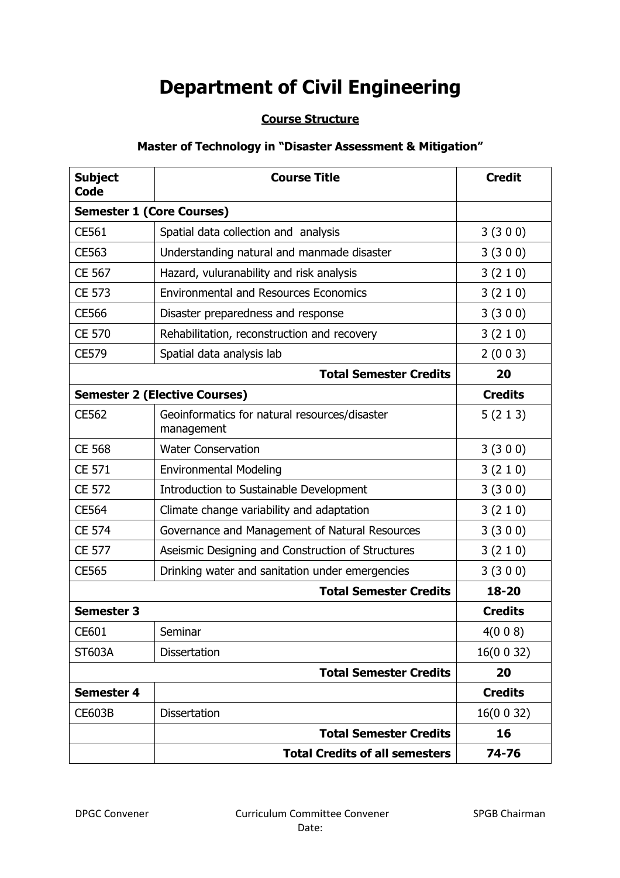# Department of Civil Engineering

**Course Structure**

**Master of Technology in "Disaster Assessment & Mitigation"**

| Subject Code | Course Title | Credit |
|---|---|---|
| **Semester 1 (Core Courses)** | | |
| CE561 | Spatial data collection and analysis | 3 (3 0 0) |
| CE563 | Understanding natural and manmade disaster | 3 (3 0 0) |
| CE 567 | Hazard, vuluranability and risk analysis | 3 (2 1 0) |
| CE 573 | Environmental and Resources Economics | 3 (2 1 0) |
| CE566 | Disaster preparedness and response | 3 (3 0 0) |
| CE 570 | Rehabilitation, reconstruction and recovery | 3 (2 1 0) |
| CE579 | Spatial data analysis lab | 2 (0 0 3) |
| | **Total Semester Credits** | **20** |
| **Semester 2 (Elective Courses)** | | **Credits** |
| CE562 | Geoinformatics for natural resources/disaster management | 5 (2 1 3) |
| CE 568 | Water Conservation | 3 (3 0 0) |
| CE 571 | Environmental Modeling | 3 (2 1 0) |
| CE 572 | Introduction to Sustainable Development | 3 (3 0 0) |
| CE564 | Climate change variability and adaptation | 3 (2 1 0) |
| CE 574 | Governance and Management of Natural Resources | 3 (3 0 0) |
| CE 577 | Aseismic Designing and Construction of Structures | 3 (2 1 0) |
| CE565 | Drinking water and sanitation under emergencies | 3 (3 0 0) |
| | **Total Semester Credits** | **18-20** |
| **Semester 3** | | **Credits** |
| CE601 | Seminar | 4(0 0 8) |
| ST603A | Dissertation | 16(0 0 32) |
| | **Total Semester Credits** | **20** |
| **Semester 4** | | **Credits** |
| CE603B | Dissertation | 16(0 0 32) |
| | **Total Semester Credits** | **16** |
| | **Total Credits of all semesters** | **74-76** |

DPGC Convener | Curriculum Committee Convener | SPGB Chairman

Date: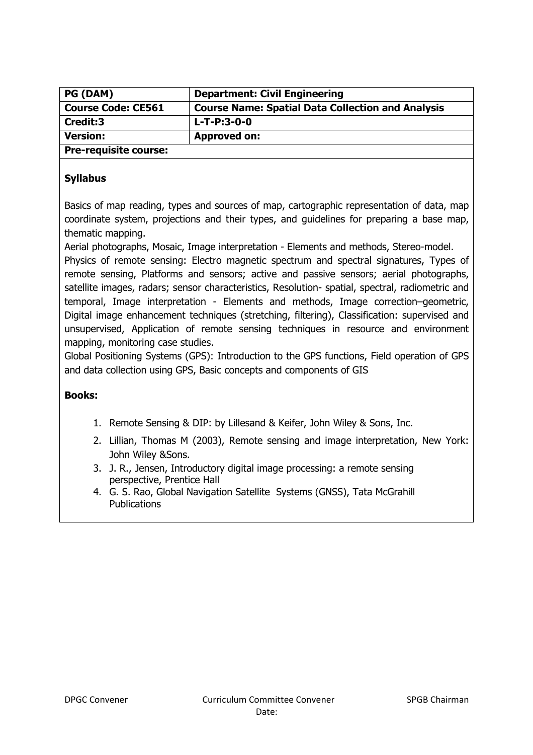| PG (DAM) | Department: Civil Engineering |
|---|---|
| Course Code: CE561 | Course Name: Spatial Data Collection and Analysis |
| Credit:3 | L-T-P:3-0-0 |
| Version: | Approved on: |
| Pre-requisite course: | |

**Syllabus**

Basics of map reading, types and sources of map, cartographic representation of data, map coordinate system, projections and their types, and guidelines for preparing a base map, thematic mapping.

Aerial photographs, Mosaic, Image interpretation - Elements and methods, Stereo-model.

Physics of remote sensing: Electro magnetic spectrum and spectral signatures, Types of remote sensing, Platforms and sensors; active and passive sensors; aerial photographs, satellite images, radars; sensor characteristics, Resolution- spatial, spectral, radiometric and temporal, Image interpretation - Elements and methods, Image correction–geometric, Digital image enhancement techniques (stretching, filtering), Classification: supervised and unsupervised, Application of remote sensing techniques in resource and environment mapping, monitoring case studies.

Global Positioning Systems (GPS): Introduction to the GPS functions, Field operation of GPS and data collection using GPS, Basic concepts and components of GIS

**Books:**

1. Remote Sensing & DIP: by Lillesand & Keifer, John Wiley & Sons, Inc.
2. Lillian, Thomas M (2003), Remote sensing and image interpretation, New York: John Wiley &Sons.
3. J. R., Jensen, Introductory digital image processing: a remote sensing perspective, Prentice Hall
4. G. S. Rao, Global Navigation Satellite Systems (GNSS), Tata McGrahill Publications

DPGC Convener | Curriculum Committee Convener | SPGB Chairman

Date: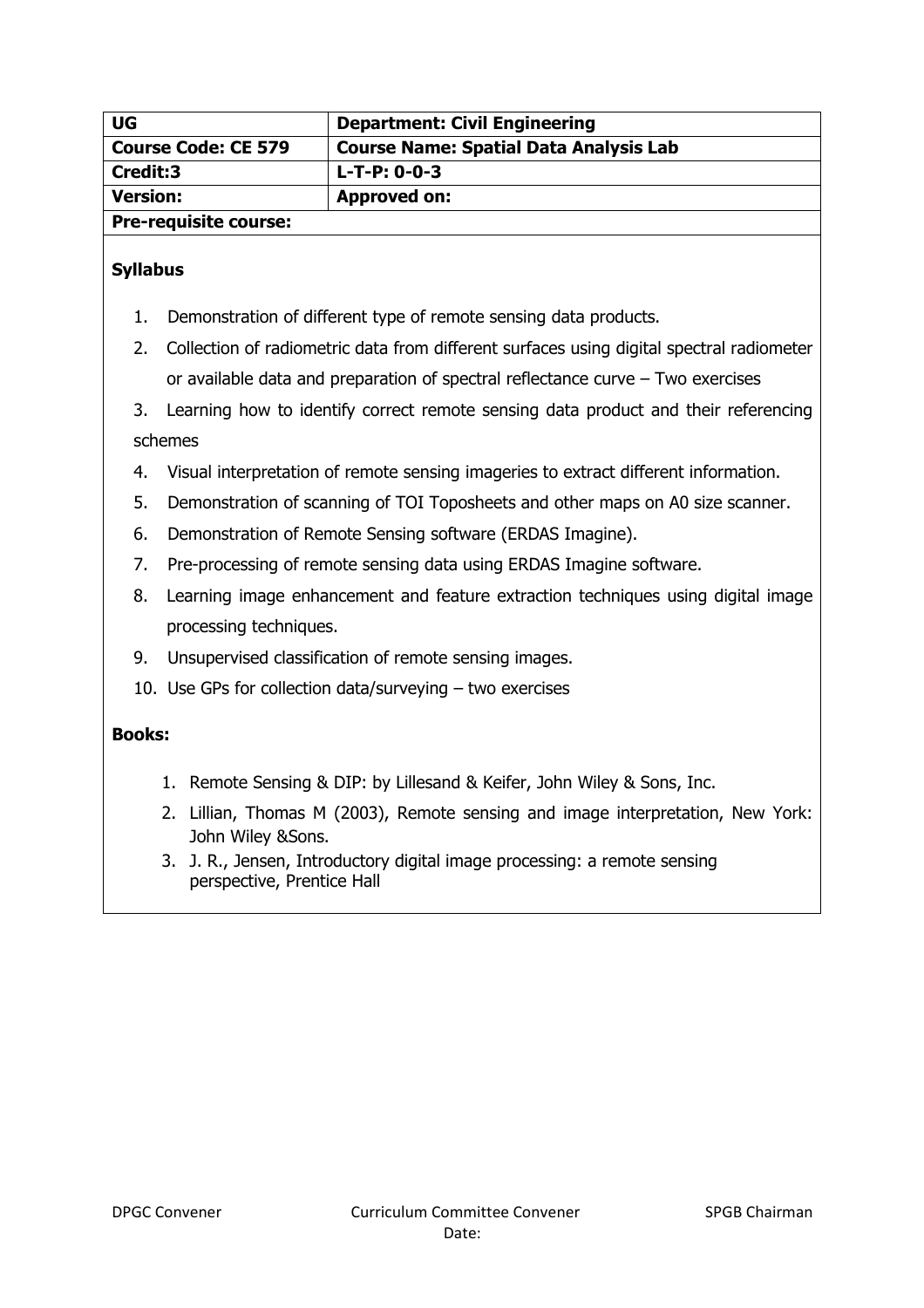| UG | Department: Civil Engineering |
| --- | --- |
| Course Code: CE 579 | Course Name: Spatial Data Analysis Lab |
| Credit:3 | L-T-P: 0-0-3 |
| Version: | Approved on: |
| Pre-requisite course: | |

**Syllabus**

1. Demonstration of different type of remote sensing data products.
2. Collection of radiometric data from different surfaces using digital spectral radiometer or available data and preparation of spectral reflectance curve – Two exercises
3. Learning how to identify correct remote sensing data product and their referencing schemes
4. Visual interpretation of remote sensing imageries to extract different information.
5. Demonstration of scanning of TOI Toposheets and other maps on A0 size scanner.
6. Demonstration of Remote Sensing software (ERDAS Imagine).
7. Pre-processing of remote sensing data using ERDAS Imagine software.
8. Learning image enhancement and feature extraction techniques using digital image processing techniques.
9. Unsupervised classification of remote sensing images.
10. Use GPs for collection data/surveying – two exercises

**Books:**

1. Remote Sensing & DIP: by Lillesand & Keifer, John Wiley & Sons, Inc.
2. Lillian, Thomas M (2003), Remote sensing and image interpretation, New York: John Wiley &Sons.
3. J. R., Jensen, Introductory digital image processing: a remote sensing perspective, Prentice Hall

DPGC Convener | Curriculum Committee Convener | SPGB Chairman

Date: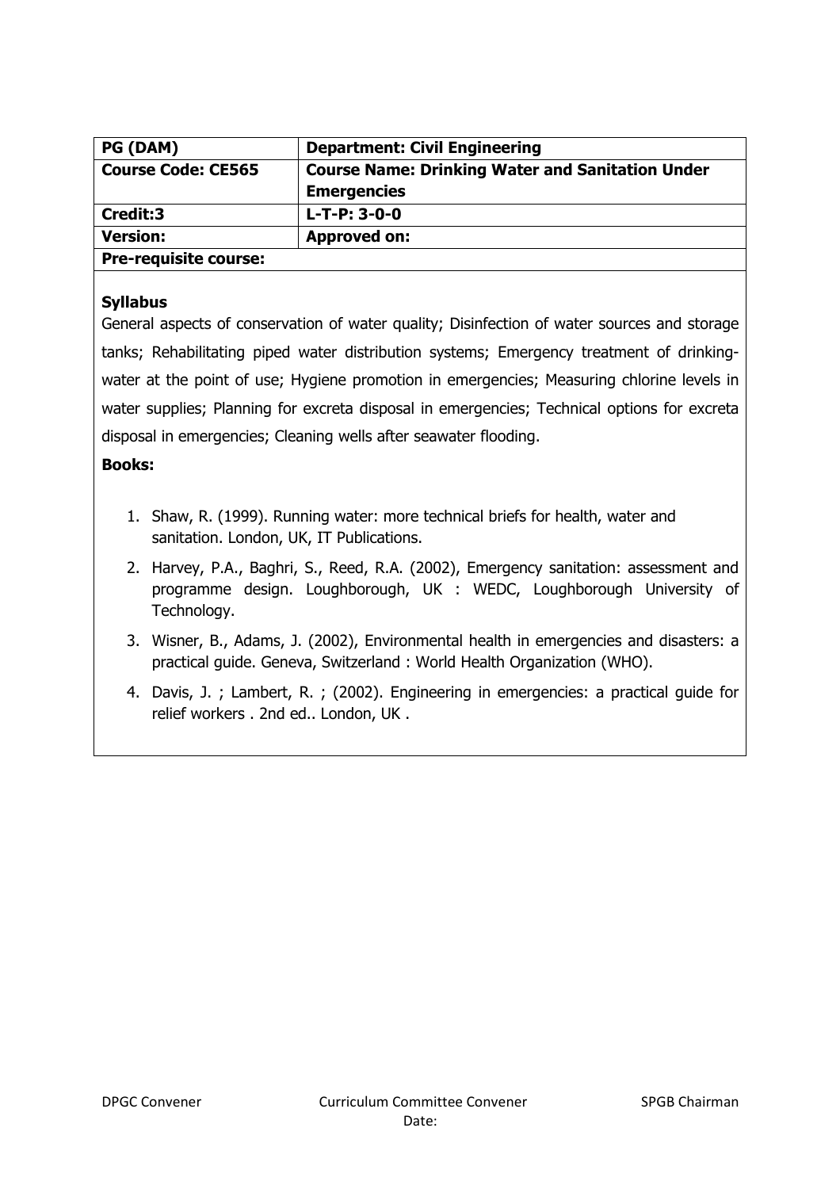| PG (DAM) | Department: Civil Engineering |
| --- | --- |
| **Course Code: CE565** | **Course Name: Drinking Water and Sanitation Under Emergencies** |
| **Credit:3** | **L-T-P: 3-0-0** |
| **Version:** | **Approved on:** |
| **Pre-requisite course:** | |

**Syllabus**

General aspects of conservation of water quality; Disinfection of water sources and storage tanks; Rehabilitating piped water distribution systems; Emergency treatment of drinking-water at the point of use; Hygiene promotion in emergencies; Measuring chlorine levels in water supplies; Planning for excreta disposal in emergencies; Technical options for excreta disposal in emergencies; Cleaning wells after seawater flooding.

**Books:**

1. Shaw, R. (1999). Running water: more technical briefs for health, water and sanitation. London, UK, IT Publications.
2. Harvey, P.A., Baghri, S., Reed, R.A. (2002), Emergency sanitation: assessment and programme design. Loughborough, UK : WEDC, Loughborough University of Technology.
3. Wisner, B., Adams, J. (2002), Environmental health in emergencies and disasters: a practical guide. Geneva, Switzerland : World Health Organization (WHO).
4. Davis, J. ; Lambert, R. ; (2002). Engineering in emergencies: a practical guide for relief workers . 2nd ed.. London, UK .

DPGC Convener | Curriculum Committee Convener | SPGB Chairman

Date: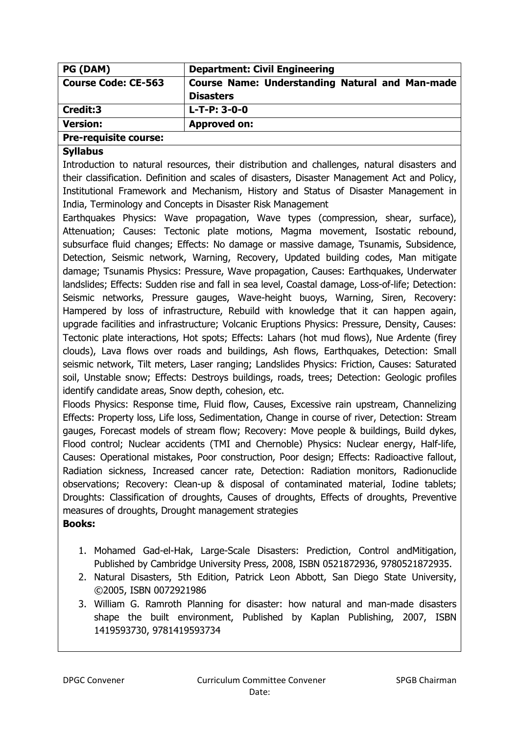| PG (DAM) | Department: Civil Engineering |
|---|---|
| **Course Code: CE-563** | **Course Name: Understanding Natural and Man-made Disasters** |
| **Credit:3** | **L-T-P: 3-0-0** |
| **Version:** | **Approved on:** |

**Pre-requisite course:**

**Syllabus**

Introduction to natural resources, their distribution and challenges, natural disasters and their classification. Definition and scales of disasters, Disaster Management Act and Policy, Institutional Framework and Mechanism, History and Status of Disaster Management in India, Terminology and Concepts in Disaster Risk Management

Earthquakes Physics: Wave propagation, Wave types (compression, shear, surface), Attenuation; Causes: Tectonic plate motions, Magma movement, Isostatic rebound, subsurface fluid changes; Effects: No damage or massive damage, Tsunamis, Subsidence, Detection, Seismic network, Warning, Recovery, Updated building codes, Man mitigate damage; Tsunamis Physics: Pressure, Wave propagation, Causes: Earthquakes, Underwater landslides; Effects: Sudden rise and fall in sea level, Coastal damage, Loss-of-life; Detection: Seismic networks, Pressure gauges, Wave-height buoys, Warning, Siren, Recovery: Hampered by loss of infrastructure, Rebuild with knowledge that it can happen again, upgrade facilities and infrastructure; Volcanic Eruptions Physics: Pressure, Density, Causes: Tectonic plate interactions, Hot spots; Effects: Lahars (hot mud flows), Nue Ardente (firey clouds), Lava flows over roads and buildings, Ash flows, Earthquakes, Detection: Small seismic network, Tilt meters, Laser ranging; Landslides Physics: Friction, Causes: Saturated soil, Unstable snow; Effects: Destroys buildings, roads, trees; Detection: Geologic profiles identify candidate areas, Snow depth, cohesion, etc.

Floods Physics: Response time, Fluid flow, Causes, Excessive rain upstream, Channelizing Effects: Property loss, Life loss, Sedimentation, Change in course of river, Detection: Stream gauges, Forecast models of stream flow; Recovery: Move people & buildings, Build dykes, Flood control; Nuclear accidents (TMI and Chernoble) Physics: Nuclear energy, Half-life, Causes: Operational mistakes, Poor construction, Poor design; Effects: Radioactive fallout, Radiation sickness, Increased cancer rate, Detection: Radiation monitors, Radionuclide observations; Recovery: Clean-up & disposal of contaminated material, Iodine tablets; Droughts: Classification of droughts, Causes of droughts, Effects of droughts, Preventive measures of droughts, Drought management strategies

**Books:**

1. Mohamed Gad-el-Hak, Large-Scale Disasters: Prediction, Control andMitigation, Published by Cambridge University Press, 2008, ISBN 0521872936, 9780521872935.
2. Natural Disasters, 5th Edition, Patrick Leon Abbott, San Diego State University, ©2005, ISBN 0072921986
3. William G. Ramroth Planning for disaster: how natural and man-made disasters shape the built environment, Published by Kaplan Publishing, 2007, ISBN 1419593730, 9781419593734

DPGC Convener | Curriculum Committee Convener | SPGB Chairman

Date: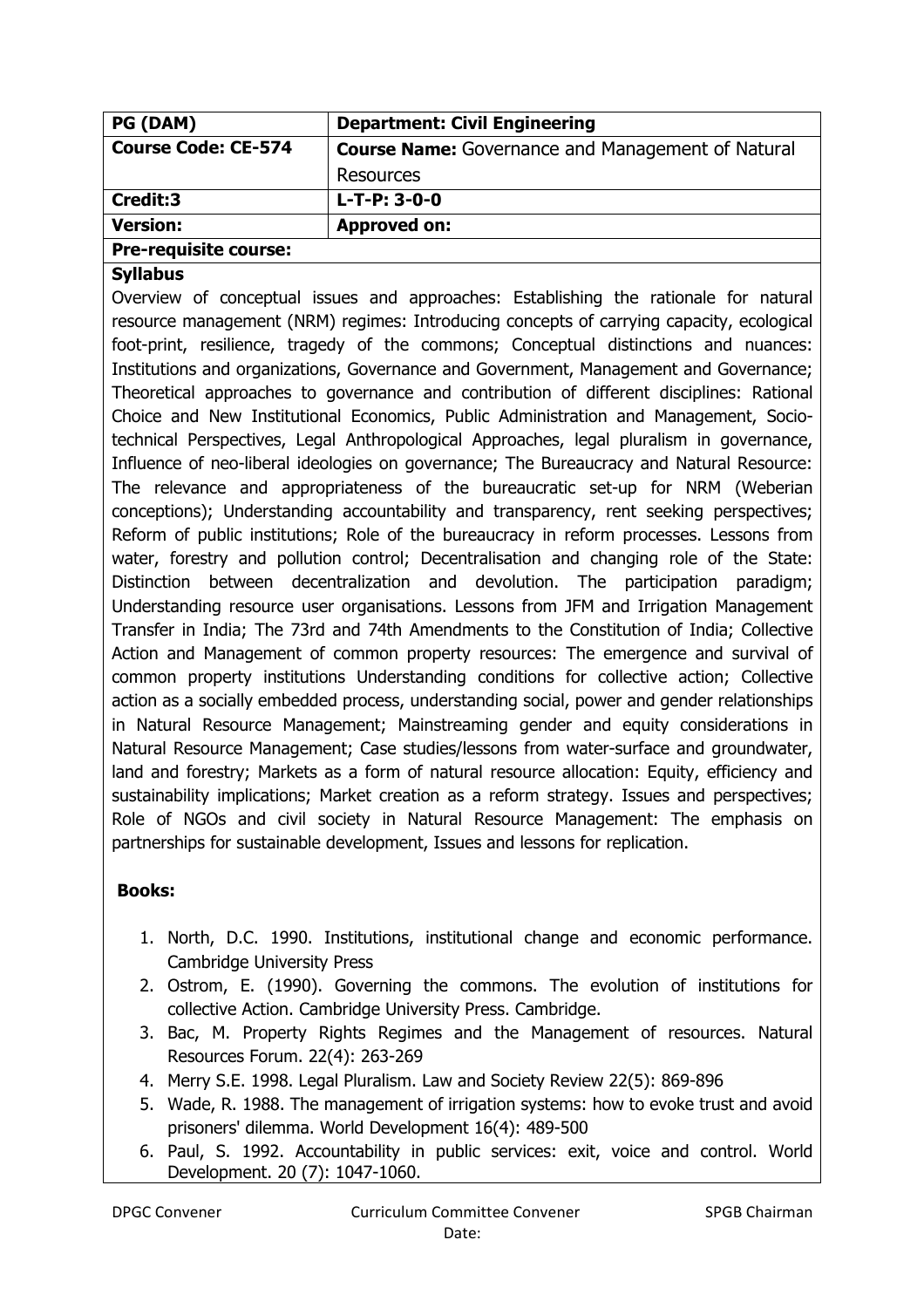| PG (DAM) | Department: Civil Engineering |
|---|---|
| **Course Code: CE-574** | **Course Name:** Governance and Management of Natural Resources |
| **Credit:3** | **L-T-P: 3-0-0** |
| **Version:** | **Approved on:** |
| **Pre-requisite course:** | |

**Syllabus**

Overview of conceptual issues and approaches: Establishing the rationale for natural resource management (NRM) regimes: Introducing concepts of carrying capacity, ecological foot-print, resilience, tragedy of the commons; Conceptual distinctions and nuances: Institutions and organizations, Governance and Government, Management and Governance; Theoretical approaches to governance and contribution of different disciplines: Rational Choice and New Institutional Economics, Public Administration and Management, Socio-technical Perspectives, Legal Anthropological Approaches, legal pluralism in governance, Influence of neo-liberal ideologies on governance; The Bureaucracy and Natural Resource: The relevance and appropriateness of the bureaucratic set-up for NRM (Weberian conceptions); Understanding accountability and transparency, rent seeking perspectives; Reform of public institutions; Role of the bureaucracy in reform processes. Lessons from water, forestry and pollution control; Decentralisation and changing role of the State: Distinction between decentralization and devolution. The participation paradigm; Understanding resource user organisations. Lessons from JFM and Irrigation Management Transfer in India; The 73rd and 74th Amendments to the Constitution of India; Collective Action and Management of common property resources: The emergence and survival of common property institutions Understanding conditions for collective action; Collective action as a socially embedded process, understanding social, power and gender relationships in Natural Resource Management; Mainstreaming gender and equity considerations in Natural Resource Management; Case studies/lessons from water-surface and groundwater, land and forestry; Markets as a form of natural resource allocation: Equity, efficiency and sustainability implications; Market creation as a reform strategy. Issues and perspectives; Role of NGOs and civil society in Natural Resource Management: The emphasis on partnerships for sustainable development, Issues and lessons for replication.

**Books:**

1. North, D.C. 1990. Institutions, institutional change and economic performance. Cambridge University Press
2. Ostrom, E. (1990). Governing the commons. The evolution of institutions for collective Action. Cambridge University Press. Cambridge.
3. Bac, M. Property Rights Regimes and the Management of resources. Natural Resources Forum. 22(4): 263-269
4. Merry S.E. 1998. Legal Pluralism. Law and Society Review 22(5): 869-896
5. Wade, R. 1988. The management of irrigation systems: how to evoke trust and avoid prisoners' dilemma. World Development 16(4): 489-500
6. Paul, S. 1992. Accountability in public services: exit, voice and control. World Development. 20 (7): 1047-1060.

DPGC Convener — Curriculum Committee Convener — SPGB Chairman

Date: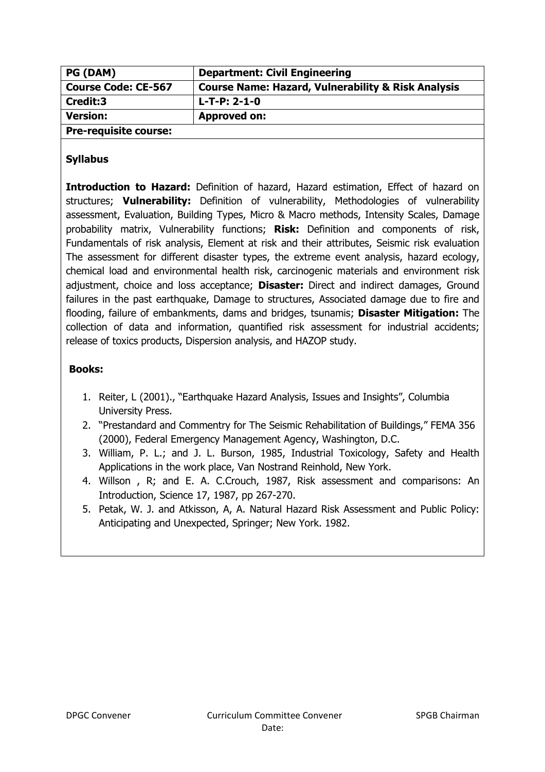| PG (DAM) | Department: Civil Engineering |
|---|---|
| Course Code: CE-567 | Course Name: Hazard, Vulnerability & Risk Analysis |
| Credit:3 | L-T-P: 2-1-0 |
| Version: | Approved on: |
| Pre-requisite course: | |

**Syllabus**

**Introduction to Hazard:** Definition of hazard, Hazard estimation, Effect of hazard on structures; **Vulnerability:** Definition of vulnerability, Methodologies of vulnerability assessment, Evaluation, Building Types, Micro & Macro methods, Intensity Scales, Damage probability matrix, Vulnerability functions; **Risk:** Definition and components of risk, Fundamentals of risk analysis, Element at risk and their attributes, Seismic risk evaluation The assessment for different disaster types, the extreme event analysis, hazard ecology, chemical load and environmental health risk, carcinogenic materials and environment risk adjustment, choice and loss acceptance; **Disaster:** Direct and indirect damages, Ground failures in the past earthquake, Damage to structures, Associated damage due to fire and flooding, failure of embankments, dams and bridges, tsunamis; **Disaster Mitigation:** The collection of data and information, quantified risk assessment for industrial accidents; release of toxics products, Dispersion analysis, and HAZOP study.

**Books:**

1. Reiter, L (2001)., "Earthquake Hazard Analysis, Issues and Insights", Columbia University Press.
2. "Prestandard and Commentry for The Seismic Rehabilitation of Buildings," FEMA 356 (2000), Federal Emergency Management Agency, Washington, D.C.
3. William, P. L.; and J. L. Burson, 1985, Industrial Toxicology, Safety and Health Applications in the work place, Van Nostrand Reinhold, New York.
4. Willson , R; and E. A. C.Crouch, 1987, Risk assessment and comparisons: An Introduction, Science 17, 1987, pp 267-270.
5. Petak, W. J. and Atkisson, A, A. Natural Hazard Risk Assessment and Public Policy: Anticipating and Unexpected, Springer; New York. 1982.

DPGC Convener | Curriculum Committee Convener | SPGB Chairman

Date: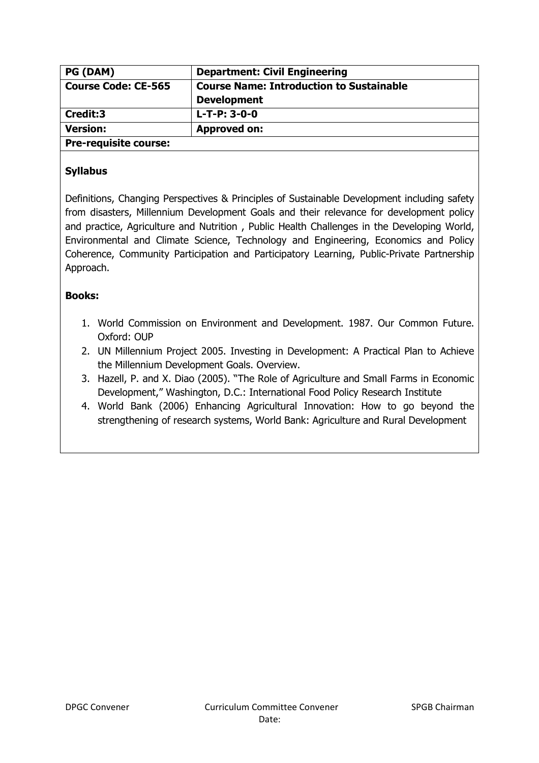| PG (DAM) | Department: Civil Engineering |
|---|---|
| Course Code: CE-565 | Course Name: Introduction to Sustainable Development |
| Credit:3 | L-T-P: 3-0-0 |
| Version: | Approved on: |
| Pre-requisite course: | |

**Syllabus**

Definitions, Changing Perspectives & Principles of Sustainable Development including safety from disasters, Millennium Development Goals and their relevance for development policy and practice, Agriculture and Nutrition , Public Health Challenges in the Developing World, Environmental and Climate Science, Technology and Engineering, Economics and Policy Coherence, Community Participation and Participatory Learning, Public-Private Partnership Approach.

**Books:**

1. World Commission on Environment and Development. 1987. Our Common Future. Oxford: OUP
2. UN Millennium Project 2005. Investing in Development: A Practical Plan to Achieve the Millennium Development Goals. Overview.
3. Hazell, P. and X. Diao (2005). "The Role of Agriculture and Small Farms in Economic Development," Washington, D.C.: International Food Policy Research Institute
4. World Bank (2006) Enhancing Agricultural Innovation: How to go beyond the strengthening of research systems, World Bank: Agriculture and Rural Development

DPGC Convener    Curriculum Committee Convener    SPGB Chairman

Date: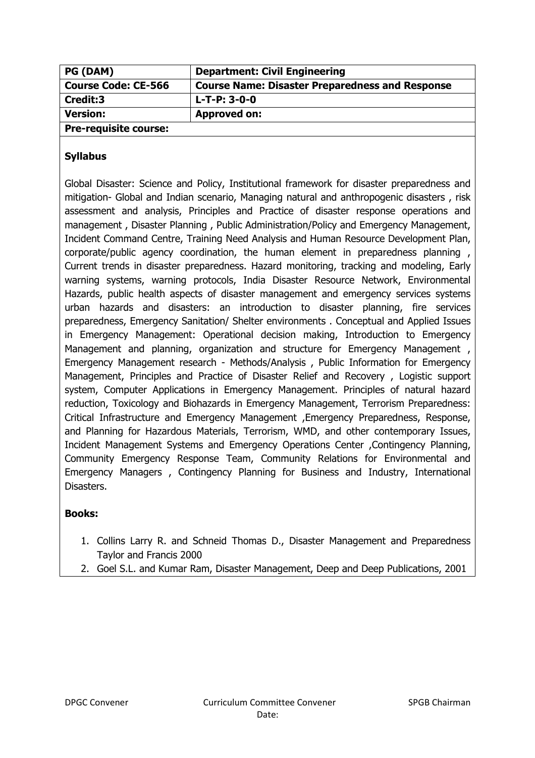| PG (DAM) | Department: Civil Engineering |
|---|---|
| **Course Code: CE-566** | **Course Name: Disaster Preparedness and Response** |
| **Credit:3** | **L-T-P: 3-0-0** |
| **Version:** | **Approved on:** |
| **Pre-requisite course:** | |

### Syllabus

Global Disaster: Science and Policy, Institutional framework for disaster preparedness and mitigation- Global and Indian scenario, Managing natural and anthropogenic disasters , risk assessment and analysis, Principles and Practice of disaster response operations and management , Disaster Planning , Public Administration/Policy and Emergency Management, Incident Command Centre, Training Need Analysis and Human Resource Development Plan, corporate/public agency coordination, the human element in preparedness planning , Current trends in disaster preparedness. Hazard monitoring, tracking and modeling, Early warning systems, warning protocols, India Disaster Resource Network, Environmental Hazards, public health aspects of disaster management and emergency services systems urban hazards and disasters: an introduction to disaster planning, fire services preparedness, Emergency Sanitation/ Shelter environments . Conceptual and Applied Issues in Emergency Management: Operational decision making, Introduction to Emergency Management and planning, organization and structure for Emergency Management , Emergency Management research - Methods/Analysis , Public Information for Emergency Management, Principles and Practice of Disaster Relief and Recovery , Logistic support system, Computer Applications in Emergency Management. Principles of natural hazard reduction, Toxicology and Biohazards in Emergency Management, Terrorism Preparedness: Critical Infrastructure and Emergency Management ,Emergency Preparedness, Response, and Planning for Hazardous Materials, Terrorism, WMD, and other contemporary Issues, Incident Management Systems and Emergency Operations Center ,Contingency Planning, Community Emergency Response Team, Community Relations for Environmental and Emergency Managers , Contingency Planning for Business and Industry, International Disasters.

### Books:

1. Collins Larry R. and Schneid Thomas D., Disaster Management and Preparedness Taylor and Francis 2000
2. Goel S.L. and Kumar Ram, Disaster Management, Deep and Deep Publications, 2001

DPGC Convener    Curriculum Committee Convener    SPGB Chairman

Date: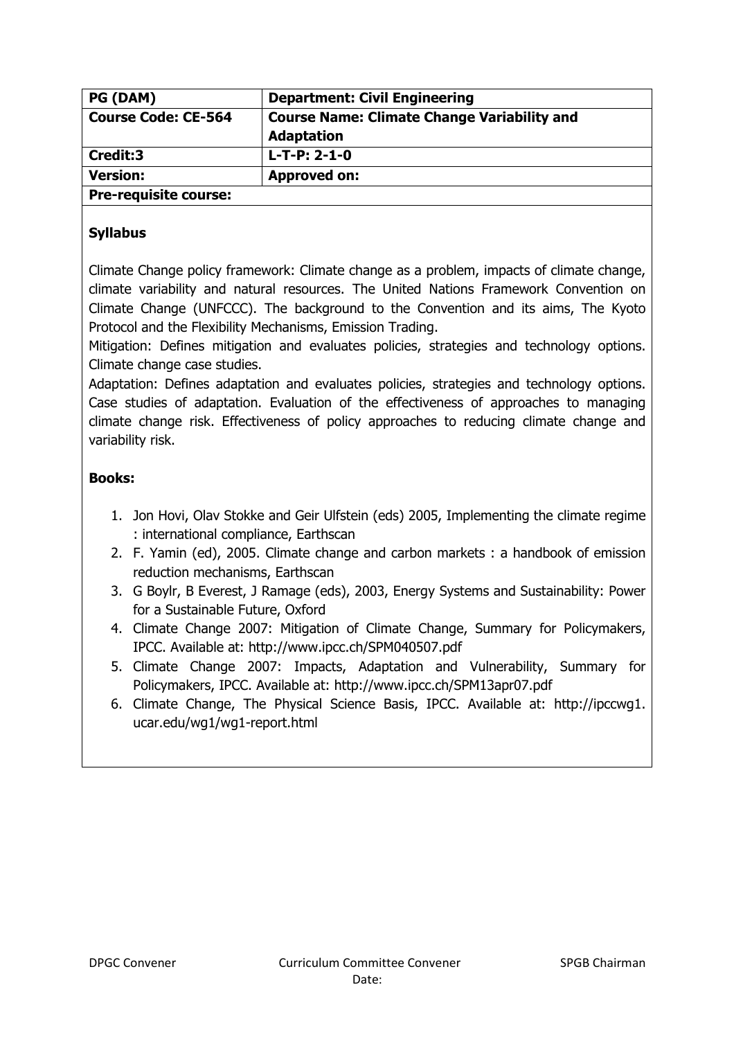| PG (DAM) | Department: Civil Engineering |
|---|---|
| **Course Code: CE-564** | **Course Name: Climate Change Variability and Adaptation** |
| **Credit:3** | **L-T-P: 2-1-0** |
| **Version:** | **Approved on:** |
| **Pre-requisite course:** | |

**Syllabus**

Climate Change policy framework: Climate change as a problem, impacts of climate change, climate variability and natural resources. The United Nations Framework Convention on Climate Change (UNFCCC). The background to the Convention and its aims, The Kyoto Protocol and the Flexibility Mechanisms, Emission Trading.

Mitigation: Defines mitigation and evaluates policies, strategies and technology options. Climate change case studies.

Adaptation: Defines adaptation and evaluates policies, strategies and technology options. Case studies of adaptation. Evaluation of the effectiveness of approaches to managing climate change risk. Effectiveness of policy approaches to reducing climate change and variability risk.

**Books:**

1. Jon Hovi, Olav Stokke and Geir Ulfstein (eds) 2005, Implementing the climate regime : international compliance, Earthscan
2. F. Yamin (ed), 2005. Climate change and carbon markets : a handbook of emission reduction mechanisms, Earthscan
3. G Boylr, B Everest, J Ramage (eds), 2003, Energy Systems and Sustainability: Power for a Sustainable Future, Oxford
4. Climate Change 2007: Mitigation of Climate Change, Summary for Policymakers, IPCC. Available at: http://www.ipcc.ch/SPM040507.pdf
5. Climate Change 2007: Impacts, Adaptation and Vulnerability, Summary for Policymakers, IPCC. Available at: http://www.ipcc.ch/SPM13apr07.pdf
6. Climate Change, The Physical Science Basis, IPCC. Available at: http://ipccwg1.ucar.edu/wg1/wg1-report.html

DPGC Convener | Curriculum Committee Convener | SPGB Chairman

Date: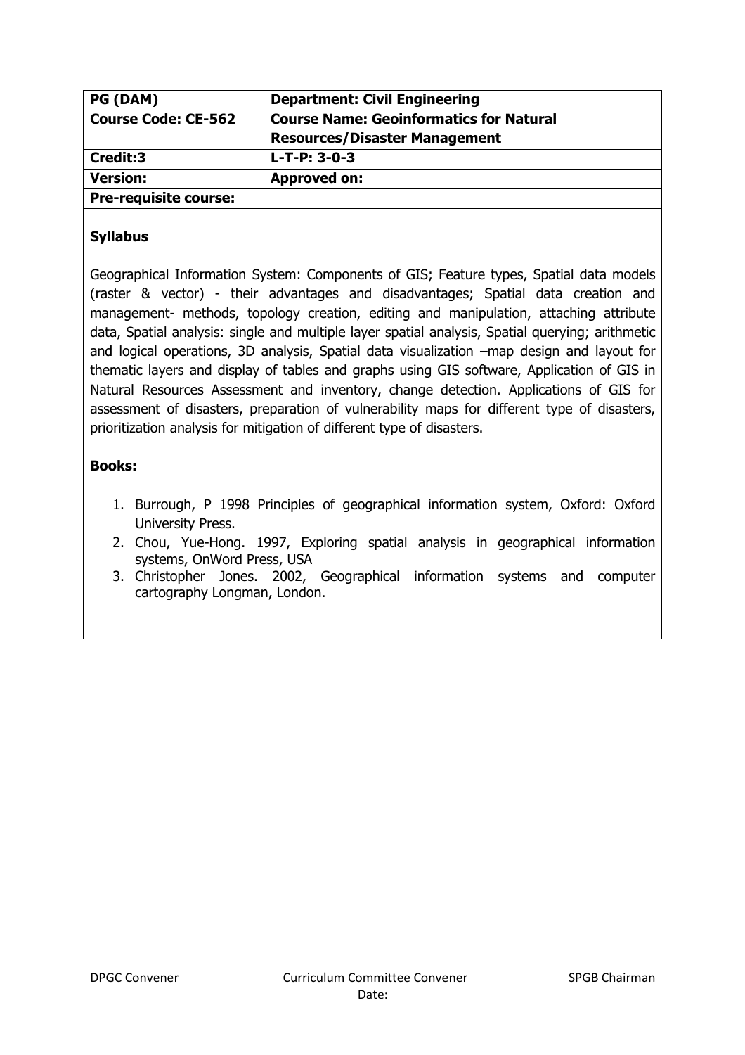| PG (DAM) | Department: Civil Engineering |
|---|---|
| **Course Code: CE-562** | **Course Name: Geoinformatics for Natural Resources/Disaster Management** |
| **Credit:3** | **L-T-P: 3-0-3** |
| **Version:** | **Approved on:** |
| **Pre-requisite course:** | |

**Syllabus**

Geographical Information System: Components of GIS; Feature types, Spatial data models (raster & vector) - their advantages and disadvantages; Spatial data creation and management- methods, topology creation, editing and manipulation, attaching attribute data, Spatial analysis: single and multiple layer spatial analysis, Spatial querying; arithmetic and logical operations, 3D analysis, Spatial data visualization –map design and layout for thematic layers and display of tables and graphs using GIS software, Application of GIS in Natural Resources Assessment and inventory, change detection. Applications of GIS for assessment of disasters, preparation of vulnerability maps for different type of disasters, prioritization analysis for mitigation of different type of disasters.

**Books:**

1. Burrough, P 1998 Principles of geographical information system, Oxford: Oxford University Press.
2. Chou, Yue-Hong. 1997, Exploring spatial analysis in geographical information systems, OnWord Press, USA
3. Christopher Jones. 2002, Geographical information systems and computer cartography Longman, London.

DPGC Convener | Curriculum Committee Convener | SPGB Chairman

Date: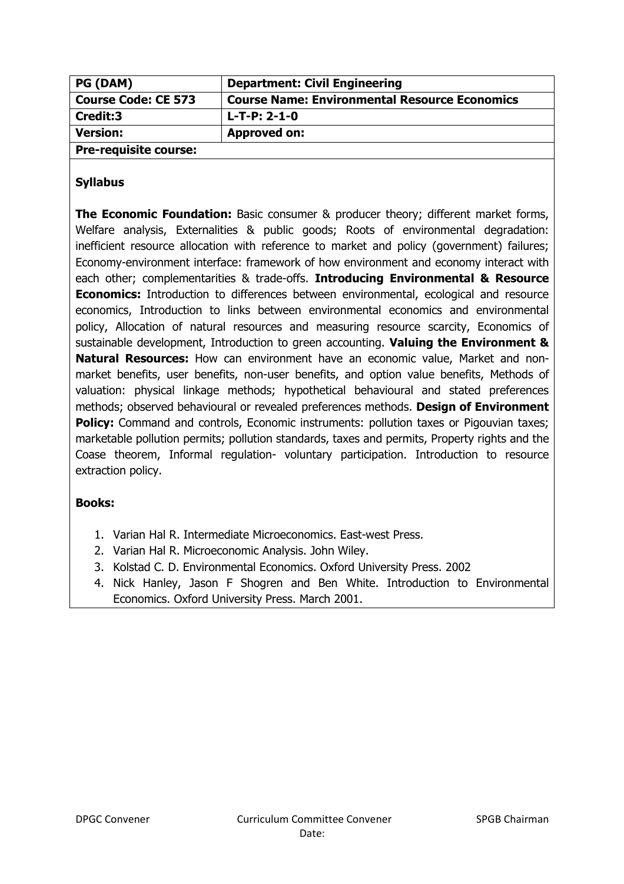| PG (DAM) | Department: Civil Engineering |
| --- | --- |
| Course Code: CE 573 | Course Name: Environmental Resource Economics |
| Credit:3 | L-T-P: 2-1-0 |
| Version: | Approved on: |
| Pre-requisite course: | |

**Syllabus**

**The Economic Foundation:** Basic consumer & producer theory; different market forms, Welfare analysis, Externalities & public goods; Roots of environmental degradation: inefficient resource allocation with reference to market and policy (government) failures; Economy-environment interface: framework of how environment and economy interact with each other; complementarities & trade-offs. **Introducing Environmental & Resource Economics:** Introduction to differences between environmental, ecological and resource economics, Introduction to links between environmental economics and environmental policy, Allocation of natural resources and measuring resource scarcity, Economics of sustainable development, Introduction to green accounting. **Valuing the Environment & Natural Resources:** How can environment have an economic value, Market and non-market benefits, user benefits, non-user benefits, and option value benefits, Methods of valuation: physical linkage methods; hypothetical behavioural and stated preferences methods; observed behavioural or revealed preferences methods. **Design of Environment Policy:** Command and controls, Economic instruments: pollution taxes or Pigouvian taxes; marketable pollution permits; pollution standards, taxes and permits, Property rights and the Coase theorem, Informal regulation- voluntary participation. Introduction to resource extraction policy.

**Books:**

1. Varian Hal R. Intermediate Microeconomics. East-west Press.
2. Varian Hal R. Microeconomic Analysis. John Wiley.
3. Kolstad C. D. Environmental Economics. Oxford University Press. 2002
4. Nick Hanley, Jason F Shogren and Ben White. Introduction to Environmental Economics. Oxford University Press. March 2001.

DPGC Convener &nbsp;&nbsp;&nbsp;&nbsp; Curriculum Committee Convener &nbsp;&nbsp;&nbsp;&nbsp; SPGB Chairman

Date: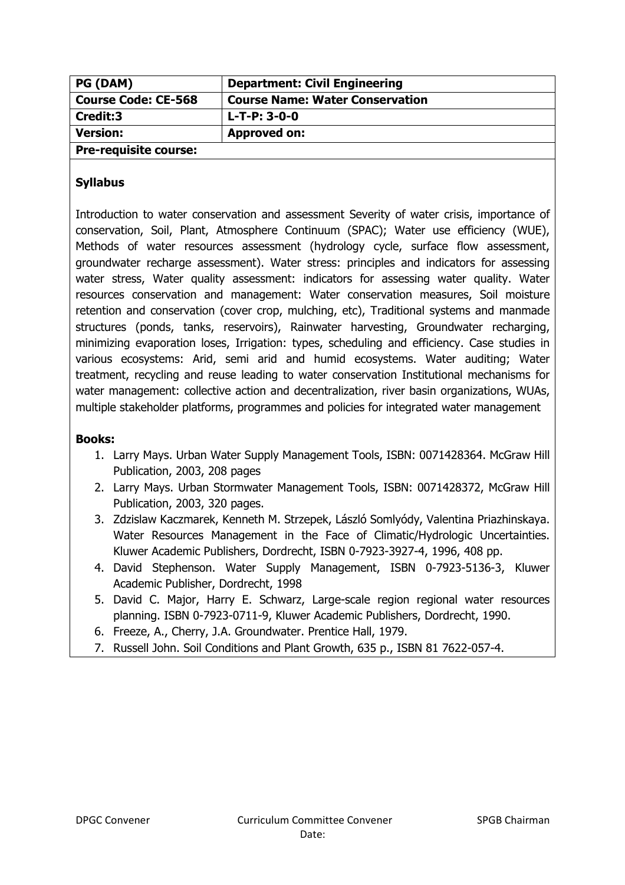| PG (DAM) | Department: Civil Engineering |
|---|---|
| **Course Code: CE-568** | **Course Name: Water Conservation** |
| **Credit:3** | **L-T-P: 3-0-0** |
| **Version:** | **Approved on:** |
| **Pre-requisite course:** | |

## Syllabus

Introduction to water conservation and assessment Severity of water crisis, importance of conservation, Soil, Plant, Atmosphere Continuum (SPAC); Water use efficiency (WUE), Methods of water resources assessment (hydrology cycle, surface flow assessment, groundwater recharge assessment). Water stress: principles and indicators for assessing water stress, Water quality assessment: indicators for assessing water quality. Water resources conservation and management: Water conservation measures, Soil moisture retention and conservation (cover crop, mulching, etc), Traditional systems and manmade structures (ponds, tanks, reservoirs), Rainwater harvesting, Groundwater recharging, minimizing evaporation loses, Irrigation: types, scheduling and efficiency. Case studies in various ecosystems: Arid, semi arid and humid ecosystems. Water auditing; Water treatment, recycling and reuse leading to water conservation Institutional mechanisms for water management: collective action and decentralization, river basin organizations, WUAs, multiple stakeholder platforms, programmes and policies for integrated water management

## Books:

1. Larry Mays. Urban Water Supply Management Tools, ISBN: 0071428364. McGraw Hill Publication, 2003, 208 pages
2. Larry Mays. Urban Stormwater Management Tools, ISBN: 0071428372, McGraw Hill Publication, 2003, 320 pages.
3. Zdzislaw Kaczmarek, Kenneth M. Strzepek, László Somlyódy, Valentina Priazhinskaya. Water Resources Management in the Face of Climatic/Hydrologic Uncertainties. Kluwer Academic Publishers, Dordrecht, ISBN 0-7923-3927-4, 1996, 408 pp.
4. David Stephenson. Water Supply Management, ISBN 0-7923-5136-3, Kluwer Academic Publisher, Dordrecht, 1998
5. David C. Major, Harry E. Schwarz, Large-scale region regional water resources planning. ISBN 0-7923-0711-9, Kluwer Academic Publishers, Dordrecht, 1990.
6. Freeze, A., Cherry, J.A. Groundwater. Prentice Hall, 1979.
7. Russell John. Soil Conditions and Plant Growth, 635 p., ISBN 81 7622-057-4.

DPGC Convener | Curriculum Committee Convener | SPGB Chairman

Date: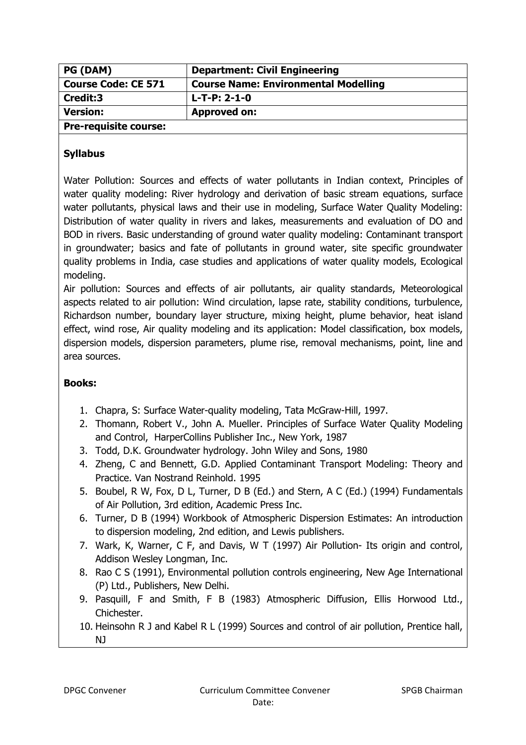| PG (DAM) | Department: Civil Engineering |
|---|---|
| Course Code: CE 571 | Course Name: Environmental Modelling |
| Credit:3 | L-T-P: 2-1-0 |
| Version: | Approved on: |
| Pre-requisite course: | |

**Syllabus**

Water Pollution: Sources and effects of water pollutants in Indian context, Principles of water quality modeling: River hydrology and derivation of basic stream equations, surface water pollutants, physical laws and their use in modeling, Surface Water Quality Modeling: Distribution of water quality in rivers and lakes, measurements and evaluation of DO and BOD in rivers. Basic understanding of ground water quality modeling: Contaminant transport in groundwater; basics and fate of pollutants in ground water, site specific groundwater quality problems in India, case studies and applications of water quality models, Ecological modeling.

Air pollution: Sources and effects of air pollutants, air quality standards, Meteorological aspects related to air pollution: Wind circulation, lapse rate, stability conditions, turbulence, Richardson number, boundary layer structure, mixing height, plume behavior, heat island effect, wind rose, Air quality modeling and its application: Model classification, box models, dispersion models, dispersion parameters, plume rise, removal mechanisms, point, line and area sources.

**Books:**

1. Chapra, S: Surface Water-quality modeling, Tata McGraw-Hill, 1997.
2. Thomann, Robert V., John A. Mueller. Principles of Surface Water Quality Modeling and Control, HarperCollins Publisher Inc., New York, 1987
3. Todd, D.K. Groundwater hydrology. John Wiley and Sons, 1980
4. Zheng, C and Bennett, G.D. Applied Contaminant Transport Modeling: Theory and Practice. Van Nostrand Reinhold. 1995
5. Boubel, R W, Fox, D L, Turner, D B (Ed.) and Stern, A C (Ed.) (1994) Fundamentals of Air Pollution, 3rd edition, Academic Press Inc.
6. Turner, D B (1994) Workbook of Atmospheric Dispersion Estimates: An introduction to dispersion modeling, 2nd edition, and Lewis publishers.
7. Wark, K, Warner, C F, and Davis, W T (1997) Air Pollution- Its origin and control, Addison Wesley Longman, Inc.
8. Rao C S (1991), Environmental pollution controls engineering, New Age International (P) Ltd., Publishers, New Delhi.
9. Pasquill, F and Smith, F B (1983) Atmospheric Diffusion, Ellis Horwood Ltd., Chichester.
10. Heinsohn R J and Kabel R L (1999) Sources and control of air pollution, Prentice hall, NJ

DPGC Convener &emsp; Curriculum Committee Convener &emsp; SPGB Chairman

Date: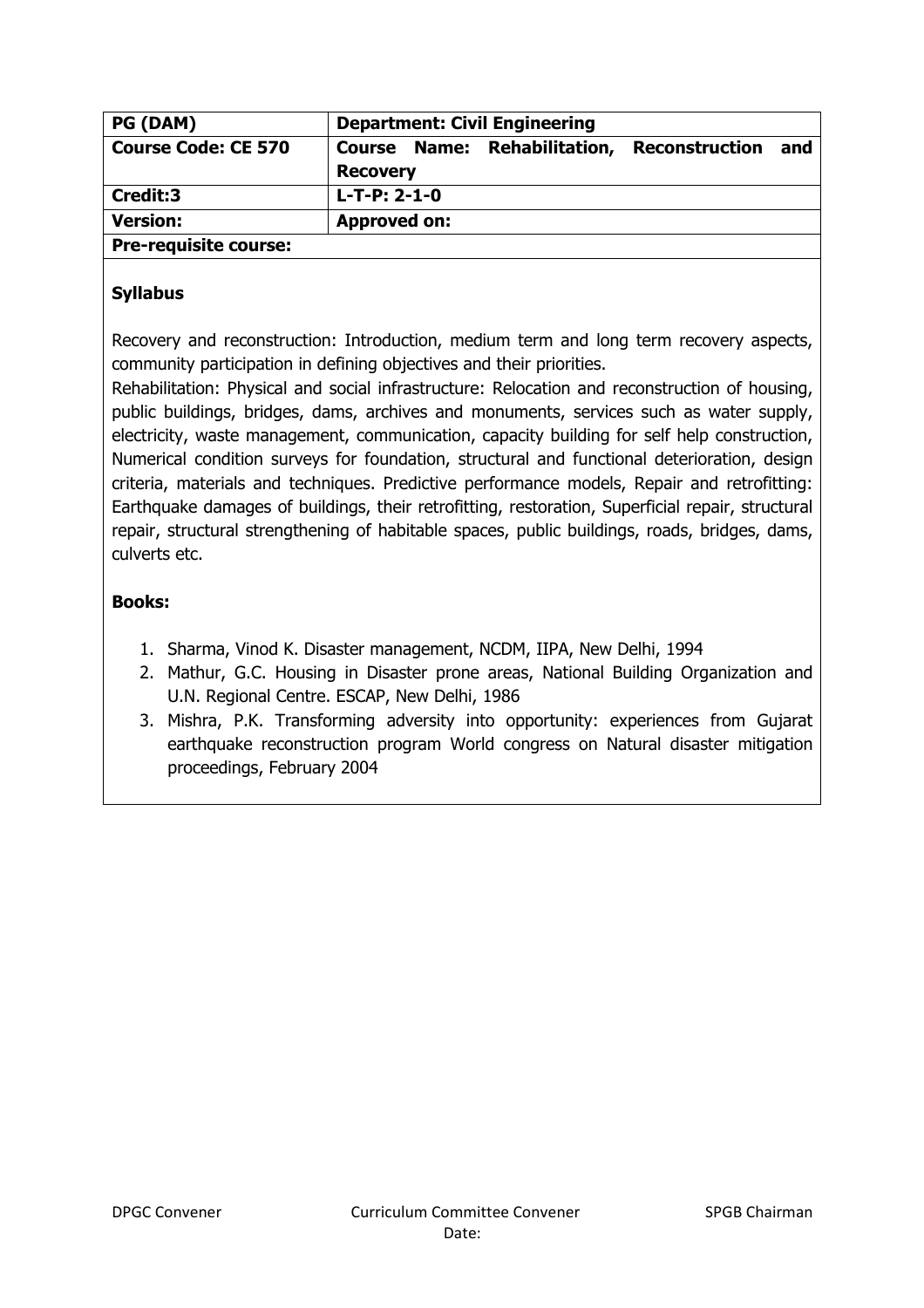| PG (DAM) | Department: Civil Engineering |
|---|---|
| Course Code: CE 570 | Course Name: Rehabilitation, Reconstruction and Recovery |
| Credit:3 | L-T-P: 2-1-0 |
| Version: | Approved on: |
| Pre-requisite course: | |

### Syllabus

Recovery and reconstruction: Introduction, medium term and long term recovery aspects, community participation in defining objectives and their priorities.
Rehabilitation: Physical and social infrastructure: Relocation and reconstruction of housing, public buildings, bridges, dams, archives and monuments, services such as water supply, electricity, waste management, communication, capacity building for self help construction, Numerical condition surveys for foundation, structural and functional deterioration, design criteria, materials and techniques. Predictive performance models, Repair and retrofitting: Earthquake damages of buildings, their retrofitting, restoration, Superficial repair, structural repair, structural strengthening of habitable spaces, public buildings, roads, bridges, dams, culverts etc.

### Books:

1. Sharma, Vinod K. Disaster management, NCDM, IIPA, New Delhi, 1994
2. Mathur, G.C. Housing in Disaster prone areas, National Building Organization and U.N. Regional Centre. ESCAP, New Delhi, 1986
3. Mishra, P.K. Transforming adversity into opportunity: experiences from Gujarat earthquake reconstruction program World congress on Natural disaster mitigation proceedings, February 2004

DPGC Convener | Curriculum Committee Convener | SPGB Chairman

Date: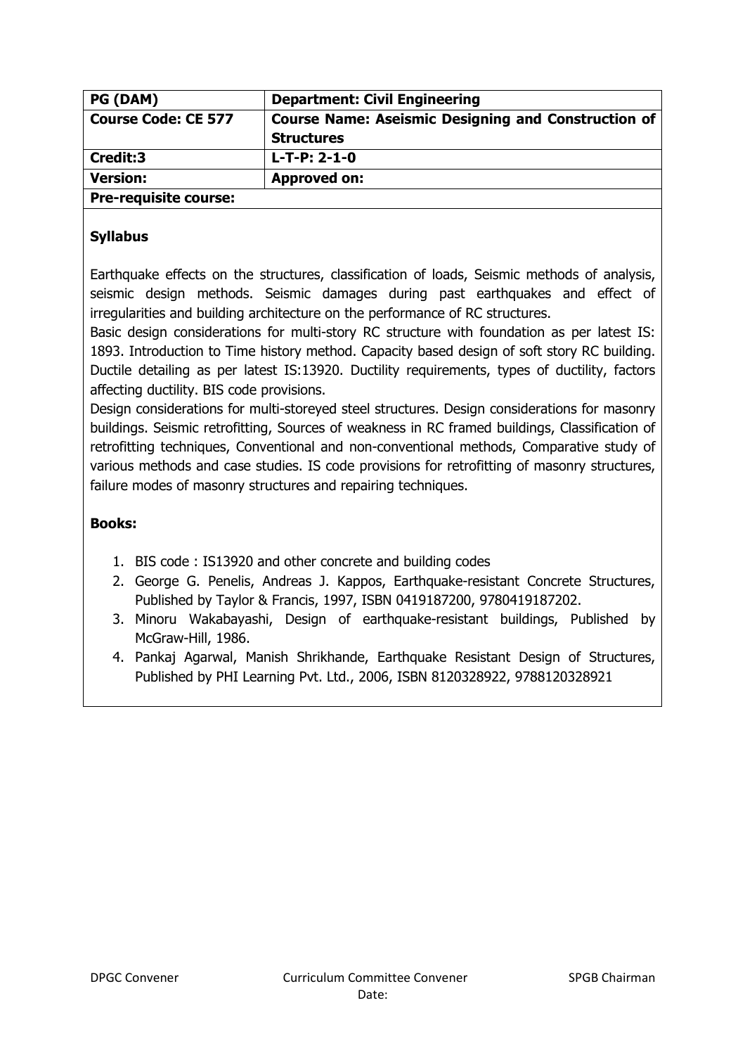| PG (DAM) | Department: Civil Engineering |
| --- | --- |
| **Course Code: CE 577** | **Course Name: Aseismic Designing and Construction of Structures** |
| **Credit:3** | **L-T-P: 2-1-0** |
| **Version:** | **Approved on:** |
| **Pre-requisite course:** | |

## Syllabus

Earthquake effects on the structures, classification of loads, Seismic methods of analysis, seismic design methods. Seismic damages during past earthquakes and effect of irregularities and building architecture on the performance of RC structures.

Basic design considerations for multi-story RC structure with foundation as per latest IS: 1893. Introduction to Time history method. Capacity based design of soft story RC building. Ductile detailing as per latest IS:13920. Ductility requirements, types of ductility, factors affecting ductility. BIS code provisions.

Design considerations for multi-storeyed steel structures. Design considerations for masonry buildings. Seismic retrofitting, Sources of weakness in RC framed buildings, Classification of retrofitting techniques, Conventional and non-conventional methods, Comparative study of various methods and case studies. IS code provisions for retrofitting of masonry structures, failure modes of masonry structures and repairing techniques.

## Books:

1. BIS code : IS13920 and other concrete and building codes
2. George G. Penelis, Andreas J. Kappos, Earthquake-resistant Concrete Structures, Published by Taylor & Francis, 1997, ISBN 0419187200, 9780419187202.
3. Minoru Wakabayashi, Design of earthquake-resistant buildings, Published by McGraw-Hill, 1986.
4. Pankaj Agarwal, Manish Shrikhande, Earthquake Resistant Design of Structures, Published by PHI Learning Pvt. Ltd., 2006, ISBN 8120328922, 9788120328921

DPGC Convener | Curriculum Committee Convener | SPGB Chairman

Date: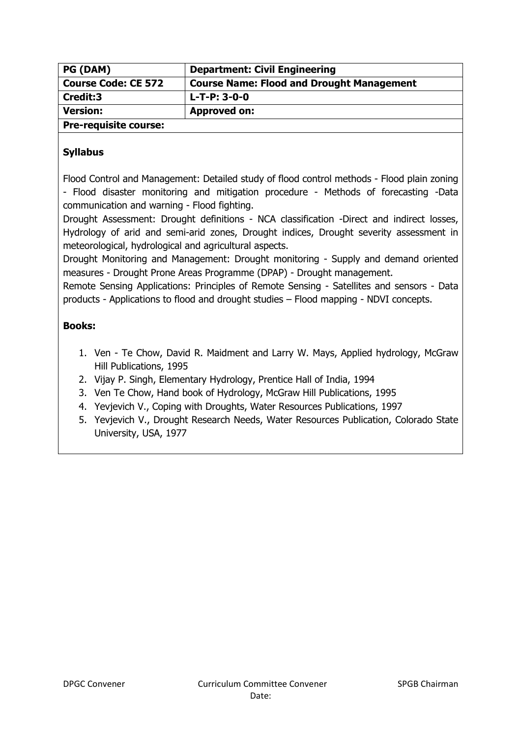| | |
|---|---|
| **PG (DAM)** | **Department: Civil Engineering** |
| **Course Code: CE 572** | **Course Name: Flood and Drought Management** |
| **Credit:3** | **L-T-P: 3-0-0** |
| **Version:** | **Approved on:** |
| **Pre-requisite course:** | |

**Syllabus**

Flood Control and Management: Detailed study of flood control methods - Flood plain zoning - Flood disaster monitoring and mitigation procedure - Methods of forecasting -Data communication and warning - Flood fighting.
Drought Assessment: Drought definitions - NCA classification -Direct and indirect losses, Hydrology of arid and semi-arid zones, Drought indices, Drought severity assessment in meteorological, hydrological and agricultural aspects.
Drought Monitoring and Management: Drought monitoring - Supply and demand oriented measures - Drought Prone Areas Programme (DPAP) - Drought management.
Remote Sensing Applications: Principles of Remote Sensing - Satellites and sensors - Data products - Applications to flood and drought studies – Flood mapping - NDVI concepts.

**Books:**

1. Ven - Te Chow, David R. Maidment and Larry W. Mays, Applied hydrology, McGraw Hill Publications, 1995
2. Vijay P. Singh, Elementary Hydrology, Prentice Hall of India, 1994
3. Ven Te Chow, Hand book of Hydrology, McGraw Hill Publications, 1995
4. Yevjevich V., Coping with Droughts, Water Resources Publications, 1997
5. Yevjevich V., Drought Research Needs, Water Resources Publication, Colorado State University, USA, 1977

DPGC Convener　　　　Curriculum Committee Convener　　　　SPGB Chairman
Date: